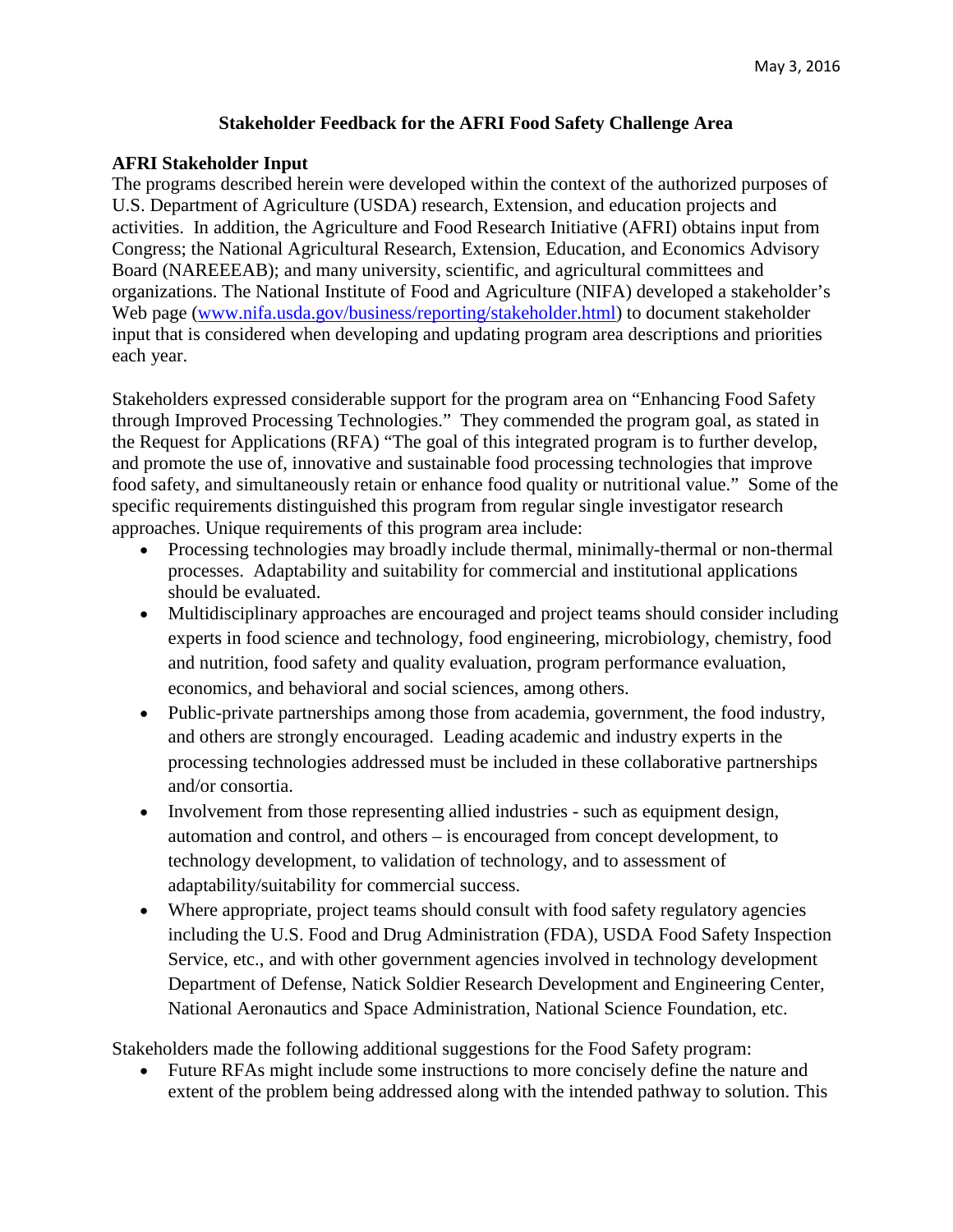May 3, 2016

# Stakeholder Feedback for the AFRI Food Safety Challenge Area

## AFRI Stakeholder Input

The programs described herein were developed within the context of the authorized purposes of U.S. Department of Agriculture (USDA) research, Extension, and education projects and activities. In addition, the Agriculture and Food Research Initiative (AFRI) obtains input from Congress; the National Agricultural Research, Extension, Education, and Economics Advisory Board (NAREEEAB); and many university, scientific, and agricultural committees and organizations. The National Institute of Food and Agriculture (NIFA) developed a stakeholder's Web page ([www.nifa.usda.gov/business/reporting/stakeholder.html](www.nifa.usda.gov/business/reporting/stakeholder.html)) to document stakeholder input that is considered when developing and updating program area descriptions and priorities each year.

Stakeholders expressed considerable support for the program area on "Enhancing Food Safety through Improved Processing Technologies." They commended the program goal, as stated in the Request for Applications (RFA) "The goal of this integrated program is to further develop, and promote the use of, innovative and sustainable food processing technologies that improve food safety, and simultaneously retain or enhance food quality or nutritional value." Some of the specific requirements distinguished this program from regular single investigator research approaches. Unique requirements of this program area include:

- Processing technologies may broadly include thermal, minimally-thermal or non-thermal processes. Adaptability and suitability for commercial and institutional applications should be evaluated.
- Multidisciplinary approaches are encouraged and project teams should consider including experts in food science and technology, food engineering, microbiology, chemistry, food and nutrition, food safety and quality evaluation, program performance evaluation, economics, and behavioral and social sciences, among others.
- Public-private partnerships among those from academia, government, the food industry, and others are strongly encouraged. Leading academic and industry experts in the processing technologies addressed must be included in these collaborative partnerships and/or consortia.
- Involvement from those representing allied industries - such as equipment design, automation and control, and others – is encouraged from concept development, to technology development, to validation of technology, and to assessment of adaptability/suitability for commercial success.
- Where appropriate, project teams should consult with food safety regulatory agencies including the U.S. Food and Drug Administration (FDA), USDA Food Safety Inspection Service, etc., and with other government agencies involved in technology development Department of Defense, Natick Soldier Research Development and Engineering Center, National Aeronautics and Space Administration, National Science Foundation, etc.

Stakeholders made the following additional suggestions for the Food Safety program:

- Future RFAs might include some instructions to more concisely define the nature and extent of the problem being addressed along with the intended pathway to solution. This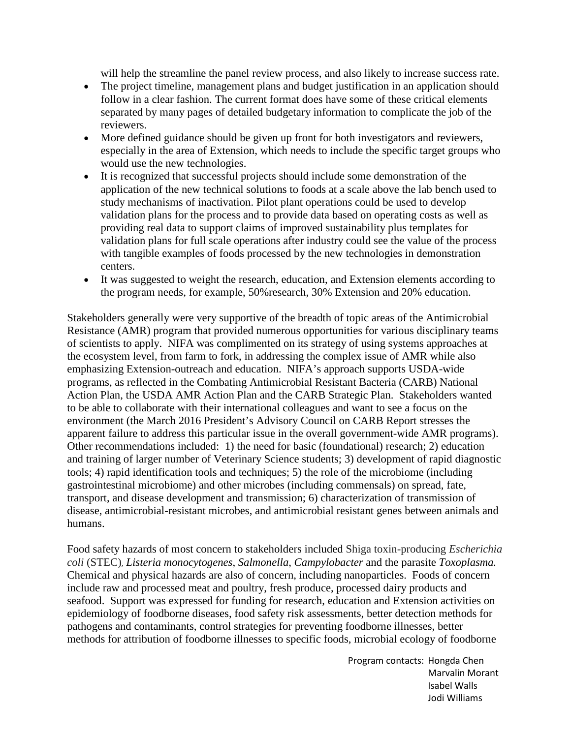will help the streamline the panel review process, and also likely to increase success rate.

- The project timeline, management plans and budget justification in an application should follow in a clear fashion. The current format does have some of these critical elements separated by many pages of detailed budgetary information to complicate the job of the reviewers.
- More defined guidance should be given up front for both investigators and reviewers, especially in the area of Extension, which needs to include the specific target groups who would use the new technologies.
- It is recognized that successful projects should include some demonstration of the application of the new technical solutions to foods at a scale above the lab bench used to study mechanisms of inactivation. Pilot plant operations could be used to develop validation plans for the process and to provide data based on operating costs as well as providing real data to support claims of improved sustainability plus templates for validation plans for full scale operations after industry could see the value of the process with tangible examples of foods processed by the new technologies in demonstration centers.
- It was suggested to weight the research, education, and Extension elements according to the program needs, for example, 50%research, 30% Extension and 20% education.

Stakeholders generally were very supportive of the breadth of topic areas of the Antimicrobial Resistance (AMR) program that provided numerous opportunities for various disciplinary teams of scientists to apply. NIFA was complimented on its strategy of using systems approaches at the ecosystem level, from farm to fork, in addressing the complex issue of AMR while also emphasizing Extension-outreach and education. NIFA's approach supports USDA-wide programs, as reflected in the Combating Antimicrobial Resistant Bacteria (CARB) National Action Plan, the USDA AMR Action Plan and the CARB Strategic Plan. Stakeholders wanted to be able to collaborate with their international colleagues and want to see a focus on the environment (the March 2016 President's Advisory Council on CARB Report stresses the apparent failure to address this particular issue in the overall government-wide AMR programs). Other recommendations included: 1) the need for basic (foundational) research; 2) education and training of larger number of Veterinary Science students; 3) development of rapid diagnostic tools; 4) rapid identification tools and techniques; 5) the role of the microbiome (including gastrointestinal microbiome) and other microbes (including commensals) on spread, fate, transport, and disease development and transmission; 6) characterization of transmission of disease, antimicrobial-resistant microbes, and antimicrobial resistant genes between animals and humans.

Food safety hazards of most concern to stakeholders included Shiga toxin-producing *Escherichia coli* (STEC), *Listeria monocytogenes*, *Salmonella*, *Campylobacter* and the parasite *Toxoplasma.* Chemical and physical hazards are also of concern, including nanoparticles. Foods of concern include raw and processed meat and poultry, fresh produce, processed dairy products and seafood. Support was expressed for funding for research, education and Extension activities on epidemiology of foodborne diseases, food safety risk assessments, better detection methods for pathogens and contaminants, control strategies for preventing foodborne illnesses, better methods for attribution of foodborne illnesses to specific foods, microbial ecology of foodborne

Program contacts: Hongda Chen
Marvalin Morant
Isabel Walls
Jodi Williams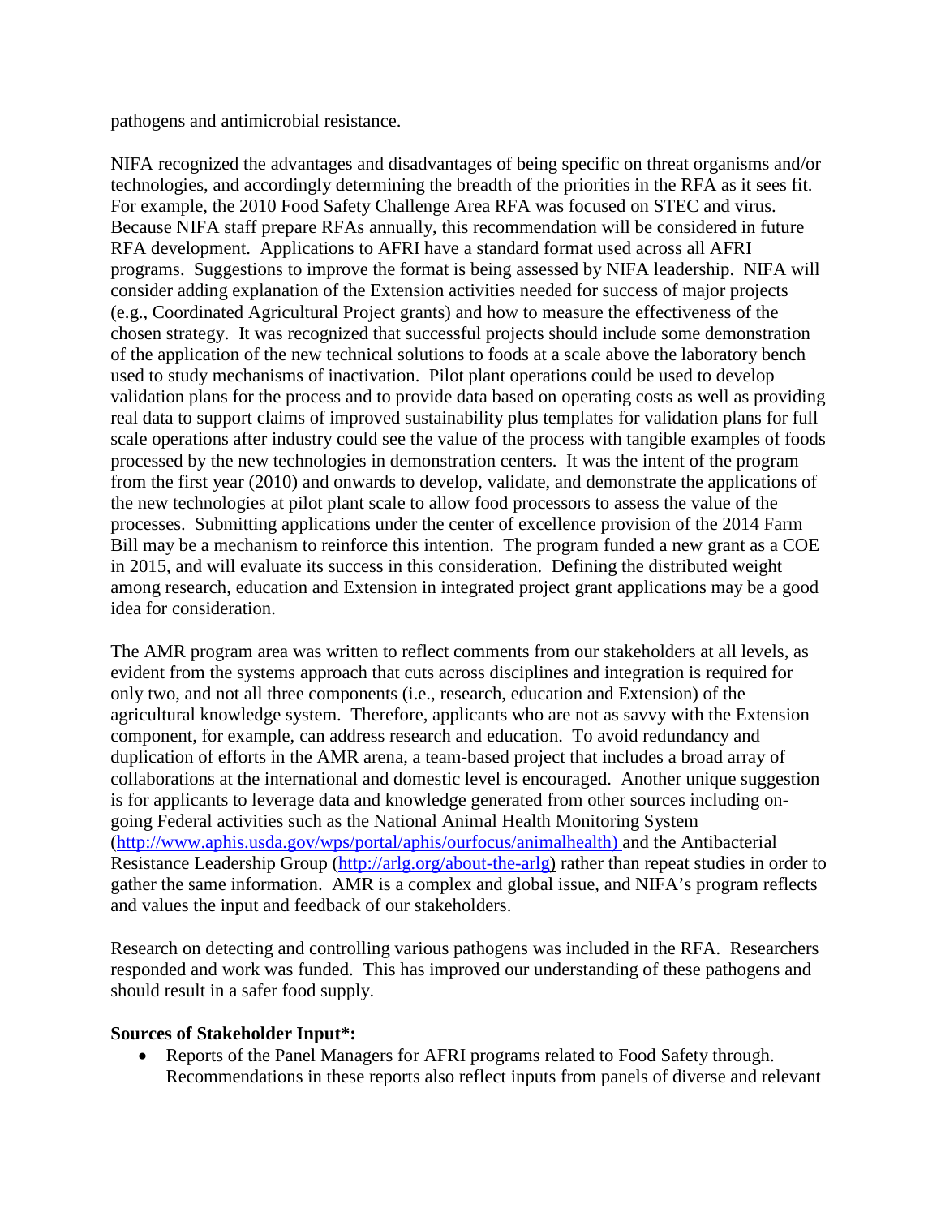pathogens and antimicrobial resistance.

NIFA recognized the advantages and disadvantages of being specific on threat organisms and/or technologies, and accordingly determining the breadth of the priorities in the RFA as it sees fit. For example, the 2010 Food Safety Challenge Area RFA was focused on STEC and virus. Because NIFA staff prepare RFAs annually, this recommendation will be considered in future RFA development. Applications to AFRI have a standard format used across all AFRI programs. Suggestions to improve the format is being assessed by NIFA leadership. NIFA will consider adding explanation of the Extension activities needed for success of major projects (e.g., Coordinated Agricultural Project grants) and how to measure the effectiveness of the chosen strategy. It was recognized that successful projects should include some demonstration of the application of the new technical solutions to foods at a scale above the laboratory bench used to study mechanisms of inactivation. Pilot plant operations could be used to develop validation plans for the process and to provide data based on operating costs as well as providing real data to support claims of improved sustainability plus templates for validation plans for full scale operations after industry could see the value of the process with tangible examples of foods processed by the new technologies in demonstration centers. It was the intent of the program from the first year (2010) and onwards to develop, validate, and demonstrate the applications of the new technologies at pilot plant scale to allow food processors to assess the value of the processes. Submitting applications under the center of excellence provision of the 2014 Farm Bill may be a mechanism to reinforce this intention. The program funded a new grant as a COE in 2015, and will evaluate its success in this consideration. Defining the distributed weight among research, education and Extension in integrated project grant applications may be a good idea for consideration.

The AMR program area was written to reflect comments from our stakeholders at all levels, as evident from the systems approach that cuts across disciplines and integration is required for only two, and not all three components (i.e., research, education and Extension) of the agricultural knowledge system. Therefore, applicants who are not as savvy with the Extension component, for example, can address research and education. To avoid redundancy and duplication of efforts in the AMR arena, a team-based project that includes a broad array of collaborations at the international and domestic level is encouraged. Another unique suggestion is for applicants to leverage data and knowledge generated from other sources including on-going Federal activities such as the National Animal Health Monitoring System (http://www.aphis.usda.gov/wps/portal/aphis/ourfocus/animalhealth) and the Antibacterial Resistance Leadership Group (http://arlg.org/about-the-arlg) rather than repeat studies in order to gather the same information. AMR is a complex and global issue, and NIFA's program reflects and values the input and feedback of our stakeholders.

Research on detecting and controlling various pathogens was included in the RFA. Researchers responded and work was funded. This has improved our understanding of these pathogens and should result in a safer food supply.

**Sources of Stakeholder Input*:**

- Reports of the Panel Managers for AFRI programs related to Food Safety through. Recommendations in these reports also reflect inputs from panels of diverse and relevant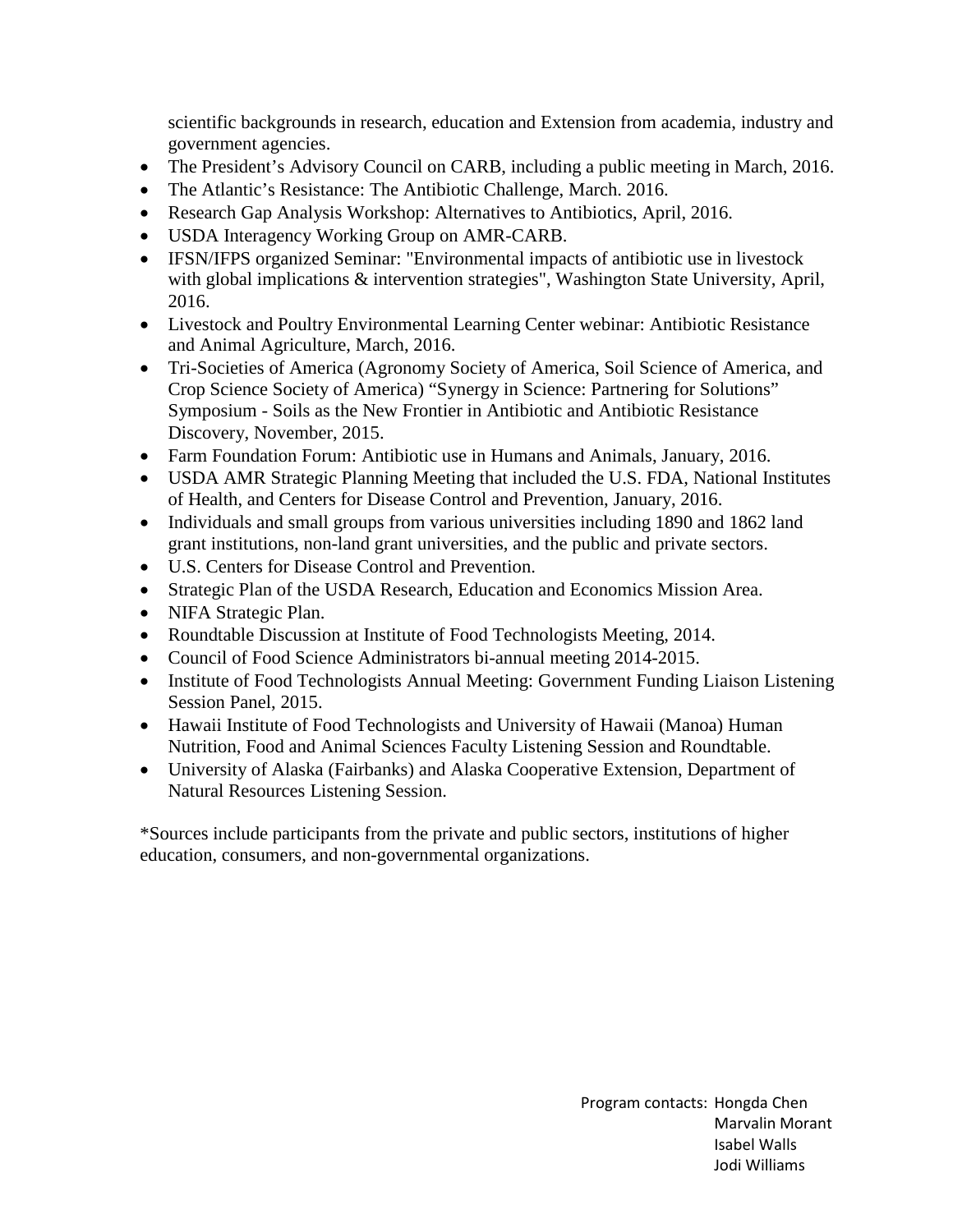scientific backgrounds in research, education and Extension from academia, industry and government agencies.

- The President's Advisory Council on CARB, including a public meeting in March, 2016.
- The Atlantic's Resistance: The Antibiotic Challenge, March. 2016.
- Research Gap Analysis Workshop: Alternatives to Antibiotics, April, 2016.
- USDA Interagency Working Group on AMR-CARB.
- IFSN/IFPS organized Seminar: "Environmental impacts of antibiotic use in livestock with global implications & intervention strategies", Washington State University, April, 2016.
- Livestock and Poultry Environmental Learning Center webinar: Antibiotic Resistance and Animal Agriculture, March, 2016.
- Tri-Societies of America (Agronomy Society of America, Soil Science of America, and Crop Science Society of America) "Synergy in Science: Partnering for Solutions" Symposium - Soils as the New Frontier in Antibiotic and Antibiotic Resistance Discovery, November, 2015.
- Farm Foundation Forum: Antibiotic use in Humans and Animals, January, 2016.
- USDA AMR Strategic Planning Meeting that included the U.S. FDA, National Institutes of Health, and Centers for Disease Control and Prevention, January, 2016.
- Individuals and small groups from various universities including 1890 and 1862 land grant institutions, non-land grant universities, and the public and private sectors.
- U.S. Centers for Disease Control and Prevention.
- Strategic Plan of the USDA Research, Education and Economics Mission Area.
- NIFA Strategic Plan.
- Roundtable Discussion at Institute of Food Technologists Meeting, 2014.
- Council of Food Science Administrators bi-annual meeting 2014-2015.
- Institute of Food Technologists Annual Meeting: Government Funding Liaison Listening Session Panel, 2015.
- Hawaii Institute of Food Technologists and University of Hawaii (Manoa) Human Nutrition, Food and Animal Sciences Faculty Listening Session and Roundtable.
- University of Alaska (Fairbanks) and Alaska Cooperative Extension, Department of Natural Resources Listening Session.

*Sources include participants from the private and public sectors, institutions of higher education, consumers, and non-governmental organizations.

Program contacts: Hongda Chen
Marvalin Morant
Isabel Walls
Jodi Williams